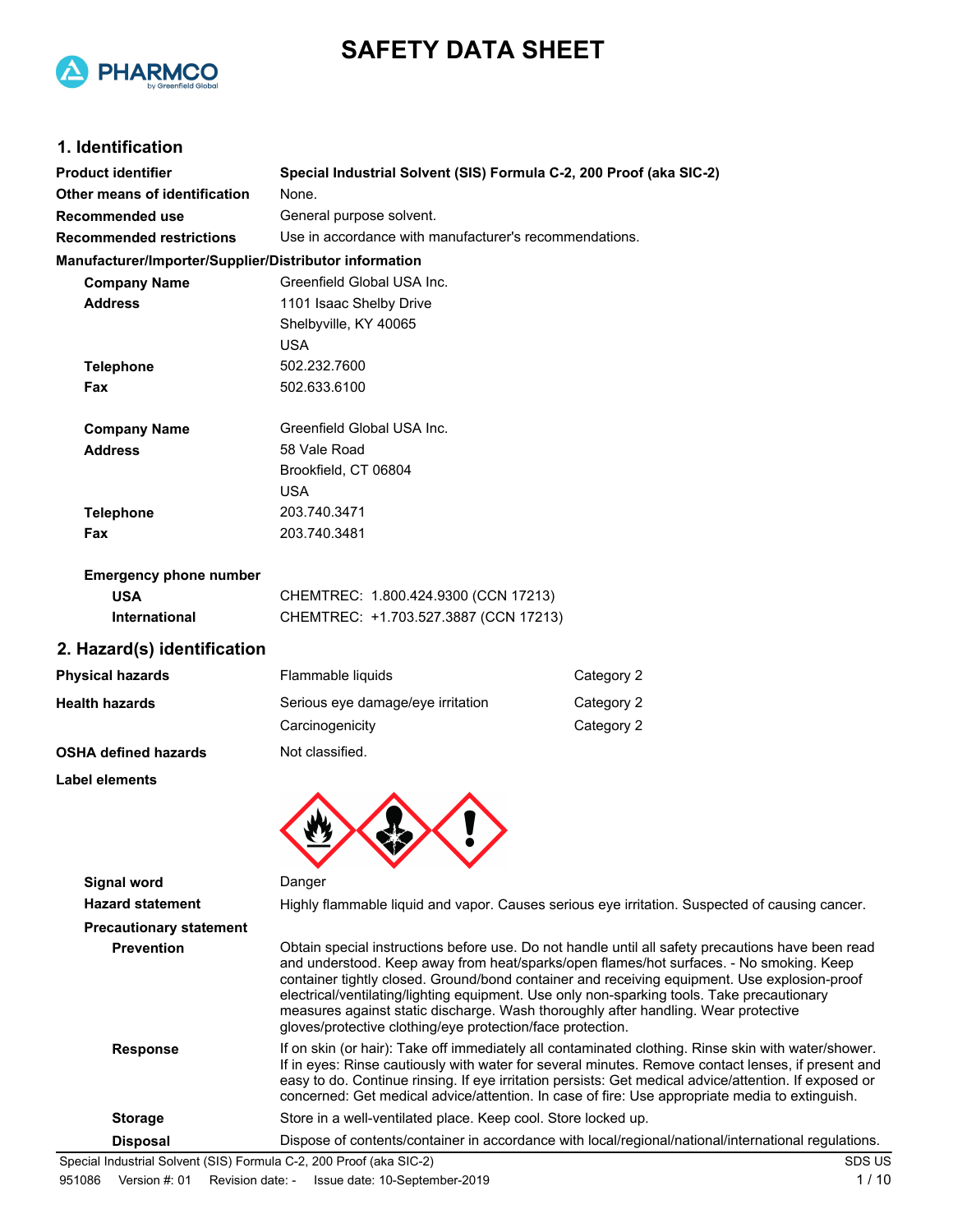# SAFETY DATA SHEET

PHARMCO by Greenfield Global

## 1. Identification

| | |
|---|---|
| **Product identifier** | **Special Industrial Solvent (SIS) Formula C-2, 200 Proof (aka SIC-2)** |
| **Other means of identification** | None. |
| **Recommended use** | General purpose solvent. |
| **Recommended restrictions** | Use in accordance with manufacturer's recommendations. |

**Manufacturer/Importer/Supplier/Distributor information**

| | |
|---|---|
| **Company Name** | Greenfield Global USA Inc. |
| **Address** | 1101 Isaac Shelby Drive<br>Shelbyville, KY 40065<br>USA |
| **Telephone** | 502.232.7600 |
| **Fax** | 502.633.6100 |
| **Company Name** | Greenfield Global USA Inc. |
| **Address** | 58 Vale Road<br>Brookfield, CT 06804<br>USA |
| **Telephone** | 203.740.3471 |
| **Fax** | 203.740.3481 |

**Emergency phone number**

| | |
|---|---|
| **USA** | CHEMTREC: 1.800.424.9300 (CCN 17213) |
| **International** | CHEMTREC: +1.703.527.3887 (CCN 17213) |

## 2. Hazard(s) identification

| | | |
|---|---|---|
| **Physical hazards** | Flammable liquids | Category 2 |
| **Health hazards** | Serious eye damage/eye irritation | Category 2 |
| | Carcinogenicity | Category 2 |
| **OSHA defined hazards** | Not classified. | |

**Label elements**

**Signal word** Danger

**Hazard statement** Highly flammable liquid and vapor. Causes serious eye irritation. Suspected of causing cancer.

**Precautionary statement**

**Prevention** Obtain special instructions before use. Do not handle until all safety precautions have been read and understood. Keep away from heat/sparks/open flames/hot surfaces. - No smoking. Keep container tightly closed. Ground/bond container and receiving equipment. Use explosion-proof electrical/ventilating/lighting equipment. Use only non-sparking tools. Take precautionary measures against static discharge. Wash thoroughly after handling. Wear protective gloves/protective clothing/eye protection/face protection.

**Response** If on skin (or hair): Take off immediately all contaminated clothing. Rinse skin with water/shower. If in eyes: Rinse cautiously with water for several minutes. Remove contact lenses, if present and easy to do. Continue rinsing. If eye irritation persists: Get medical advice/attention. If exposed or concerned: Get medical advice/attention. In case of fire: Use appropriate media to extinguish.

**Storage** Store in a well-ventilated place. Keep cool. Store locked up.

**Disposal** Dispose of contents/container in accordance with local/regional/national/international regulations.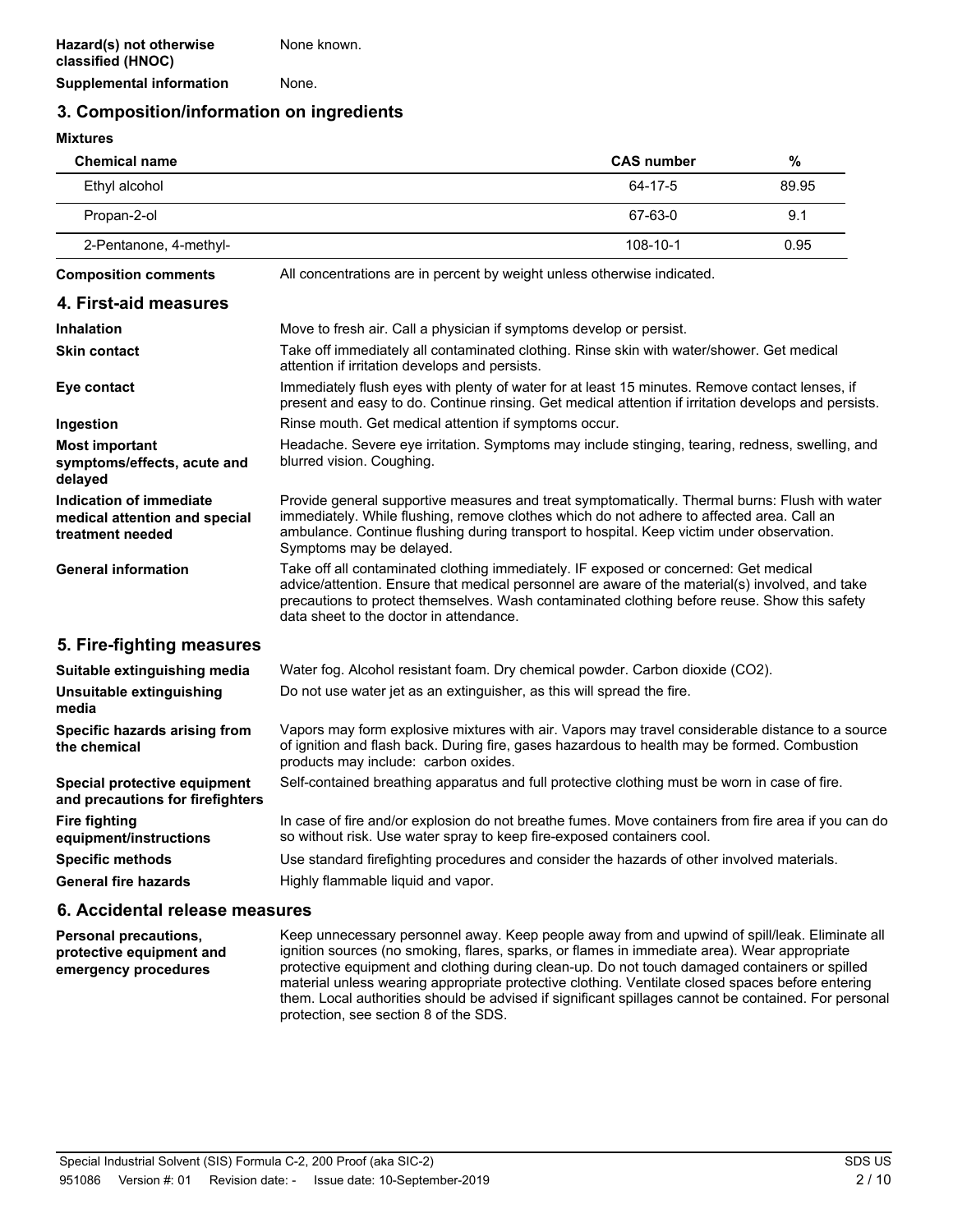**Hazard(s) not otherwise classified (HNOC)** None known.

**Supplemental information** None.

## 3. Composition/information on ingredients

**Mixtures**

| Chemical name | CAS number | % |
|---|---|---|
| Ethyl alcohol | 64-17-5 | 89.95 |
| Propan-2-ol | 67-63-0 | 9.1 |
| 2-Pentanone, 4-methyl- | 108-10-1 | 0.95 |

**Composition comments** All concentrations are in percent by weight unless otherwise indicated.

## 4. First-aid measures

**Inhalation** Move to fresh air. Call a physician if symptoms develop or persist.

**Skin contact** Take off immediately all contaminated clothing. Rinse skin with water/shower. Get medical attention if irritation develops and persists.

**Eye contact** Immediately flush eyes with plenty of water for at least 15 minutes. Remove contact lenses, if present and easy to do. Continue rinsing. Get medical attention if irritation develops and persists.

**Ingestion** Rinse mouth. Get medical attention if symptoms occur.

**Most important symptoms/effects, acute and delayed** Headache. Severe eye irritation. Symptoms may include stinging, tearing, redness, swelling, and blurred vision. Coughing.

**Indication of immediate medical attention and special treatment needed** Provide general supportive measures and treat symptomatically. Thermal burns: Flush with water immediately. While flushing, remove clothes which do not adhere to affected area. Call an ambulance. Continue flushing during transport to hospital. Keep victim under observation. Symptoms may be delayed.

**General information** Take off all contaminated clothing immediately. IF exposed or concerned: Get medical advice/attention. Ensure that medical personnel are aware of the material(s) involved, and take precautions to protect themselves. Wash contaminated clothing before reuse. Show this safety data sheet to the doctor in attendance.

## 5. Fire-fighting measures

**Suitable extinguishing media** Water fog. Alcohol resistant foam. Dry chemical powder. Carbon dioxide ($CO_2$).

**Unsuitable extinguishing media** Do not use water jet as an extinguisher, as this will spread the fire.

**Specific hazards arising from the chemical** Vapors may form explosive mixtures with air. Vapors may travel considerable distance to a source of ignition and flash back. During fire, gases hazardous to health may be formed. Combustion products may include: carbon oxides.

**Special protective equipment and precautions for firefighters** Self-contained breathing apparatus and full protective clothing must be worn in case of fire.

**Fire fighting equipment/instructions** In case of fire and/or explosion do not breathe fumes. Move containers from fire area if you can do so without risk. Use water spray to keep fire-exposed containers cool.

**Specific methods** Use standard firefighting procedures and consider the hazards of other involved materials.

**General fire hazards** Highly flammable liquid and vapor.

## 6. Accidental release measures

**Personal precautions, protective equipment and emergency procedures** Keep unnecessary personnel away. Keep people away from and upwind of spill/leak. Eliminate all ignition sources (no smoking, flares, sparks, or flames in immediate area). Wear appropriate protective equipment and clothing during clean-up. Do not touch damaged containers or spilled material unless wearing appropriate protective clothing. Ventilate closed spaces before entering them. Local authorities should be advised if significant spillages cannot be contained. For personal protection, see section 8 of the SDS.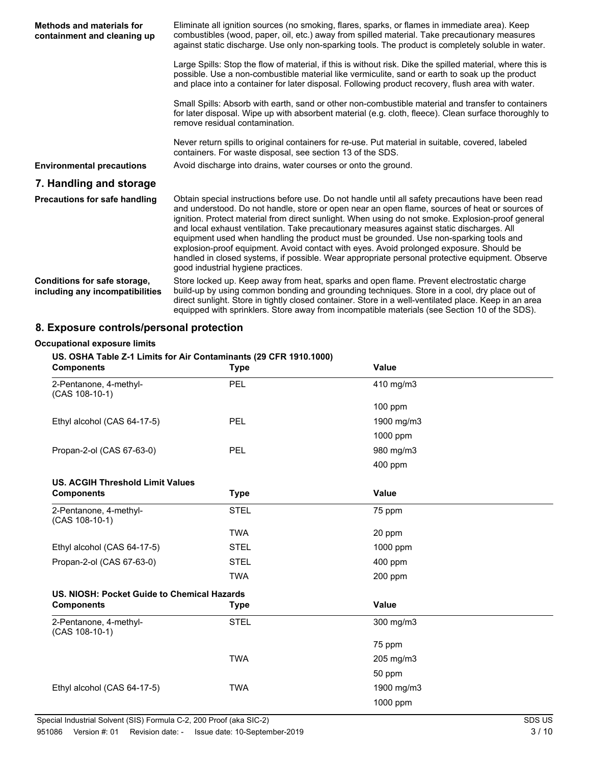| | |
|---|---|
| **Methods and materials for containment and cleaning up** | Eliminate all ignition sources (no smoking, flares, sparks, or flames in immediate area). Keep combustibles (wood, paper, oil, etc.) away from spilled material. Take precautionary measures against static discharge. Use only non-sparking tools. The product is completely soluble in water. |
| | Large Spills: Stop the flow of material, if this is without risk. Dike the spilled material, where this is possible. Use a non-combustible material like vermiculite, sand or earth to soak up the product and place into a container for later disposal. Following product recovery, flush area with water. |
| | Small Spills: Absorb with earth, sand or other non-combustible material and transfer to containers for later disposal. Wipe up with absorbent material (e.g. cloth, fleece). Clean surface thoroughly to remove residual contamination. |
| | Never return spills to original containers for re-use. Put material in suitable, covered, labeled containers. For waste disposal, see section 13 of the SDS. |
| **Environmental precautions** | Avoid discharge into drains, water courses or onto the ground. |

## 7. Handling and storage

| | |
|---|---|
| **Precautions for safe handling** | Obtain special instructions before use. Do not handle until all safety precautions have been read and understood. Do not handle, store or open near an open flame, sources of heat or sources of ignition. Protect material from direct sunlight. When using do not smoke. Explosion-proof general and local exhaust ventilation. Take precautionary measures against static discharges. All equipment used when handling the product must be grounded. Use non-sparking tools and explosion-proof equipment. Avoid contact with eyes. Avoid prolonged exposure. Should be handled in closed systems, if possible. Wear appropriate personal protective equipment. Observe good industrial hygiene practices. |
| **Conditions for safe storage, including any incompatibilities** | Store locked up. Keep away from heat, sparks and open flame. Prevent electrostatic charge build-up by using common bonding and grounding techniques. Store in a cool, dry place out of direct sunlight. Store in tightly closed container. Store in a well-ventilated place. Keep in an area equipped with sprinklers. Store away from incompatible materials (see Section 10 of the SDS). |

## 8. Exposure controls/personal protection

**Occupational exposure limits**

**US. OSHA Table Z-1 Limits for Air Contaminants (29 CFR 1910.1000)**

| Components | Type | Value |
|---|---|---|
| 2-Pentanone, 4-methyl- (CAS 108-10-1) | PEL | 410 mg/m3 |
| | | 100 ppm |
| Ethyl alcohol (CAS 64-17-5) | PEL | 1900 mg/m3 |
| | | 1000 ppm |
| Propan-2-ol (CAS 67-63-0) | PEL | 980 mg/m3 |
| | | 400 ppm |

**US. ACGIH Threshold Limit Values**

| Components | Type | Value |
|---|---|---|
| 2-Pentanone, 4-methyl- (CAS 108-10-1) | STEL | 75 ppm |
| | TWA | 20 ppm |
| Ethyl alcohol (CAS 64-17-5) | STEL | 1000 ppm |
| Propan-2-ol (CAS 67-63-0) | STEL | 400 ppm |
| | TWA | 200 ppm |

**US. NIOSH: Pocket Guide to Chemical Hazards**

| Components | Type | Value |
|---|---|---|
| 2-Pentanone, 4-methyl- (CAS 108-10-1) | STEL | 300 mg/m3 |
| | | 75 ppm |
| | TWA | 205 mg/m3 |
| | | 50 ppm |
| Ethyl alcohol (CAS 64-17-5) | TWA | 1900 mg/m3 |
| | | 1000 ppm |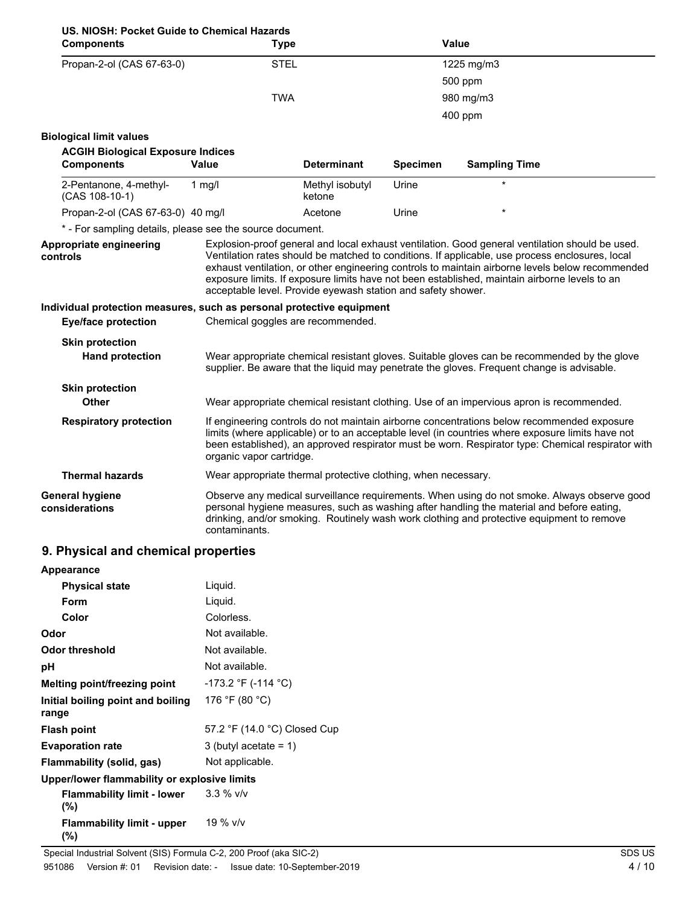**US. NIOSH: Pocket Guide to Chemical Hazards**

| Components | Type | Value |
|---|---|---|
| Propan-2-ol (CAS 67-63-0) | STEL | 1225 mg/m3 |
| | | 500 ppm |
| | TWA | 980 mg/m3 |
| | | 400 ppm |

**Biological limit values**

**ACGIH Biological Exposure Indices**

| Components | Value | Determinant | Specimen | Sampling Time |
|---|---|---|---|---|
| 2-Pentanone, 4-methyl- (CAS 108-10-1) | 1 mg/l | Methyl isobutyl ketone | Urine | * |
| Propan-2-ol (CAS 67-63-0) | 40 mg/l | Acetone | Urine | * |

* - For sampling details, please see the source document.

**Appropriate engineering controls**
Explosion-proof general and local exhaust ventilation. Good general ventilation should be used. Ventilation rates should be matched to conditions. If applicable, use process enclosures, local exhaust ventilation, or other engineering controls to maintain airborne levels below recommended exposure limits. If exposure limits have not been established, maintain airborne levels to an acceptable level. Provide eyewash station and safety shower.

**Individual protection measures, such as personal protective equipment**

**Eye/face protection**
Chemical goggles are recommended.

**Skin protection**

**Hand protection**
Wear appropriate chemical resistant gloves. Suitable gloves can be recommended by the glove supplier. Be aware that the liquid may penetrate the gloves. Frequent change is advisable.

**Skin protection**

**Other**
Wear appropriate chemical resistant clothing. Use of an impervious apron is recommended.

**Respiratory protection**
If engineering controls do not maintain airborne concentrations below recommended exposure limits (where applicable) or to an acceptable level (in countries where exposure limits have not been established), an approved respirator must be worn. Respirator type: Chemical respirator with organic vapor cartridge.

**Thermal hazards**
Wear appropriate thermal protective clothing, when necessary.

**General hygiene considerations**
Observe any medical surveillance requirements. When using do not smoke. Always observe good personal hygiene measures, such as washing after handling the material and before eating, drinking, and/or smoking. Routinely wash work clothing and protective equipment to remove contaminants.

## 9. Physical and chemical properties

**Appearance**

| | |
|---|---|
| **Physical state** | Liquid. |
| **Form** | Liquid. |
| **Color** | Colorless. |
| **Odor** | Not available. |
| **Odor threshold** | Not available. |
| **pH** | Not available. |
| **Melting point/freezing point** | -173.2 °F (-114 °C) |
| **Initial boiling point and boiling range** | 176 °F (80 °C) |
| **Flash point** | 57.2 °F (14.0 °C) Closed Cup |
| **Evaporation rate** | 3 (butyl acetate = 1) |
| **Flammability (solid, gas)** | Not applicable. |

**Upper/lower flammability or explosive limits**

| | |
|---|---|
| **Flammability limit - lower (%)** | 3.3 % v/v |
| **Flammability limit - upper (%)** | 19 % v/v |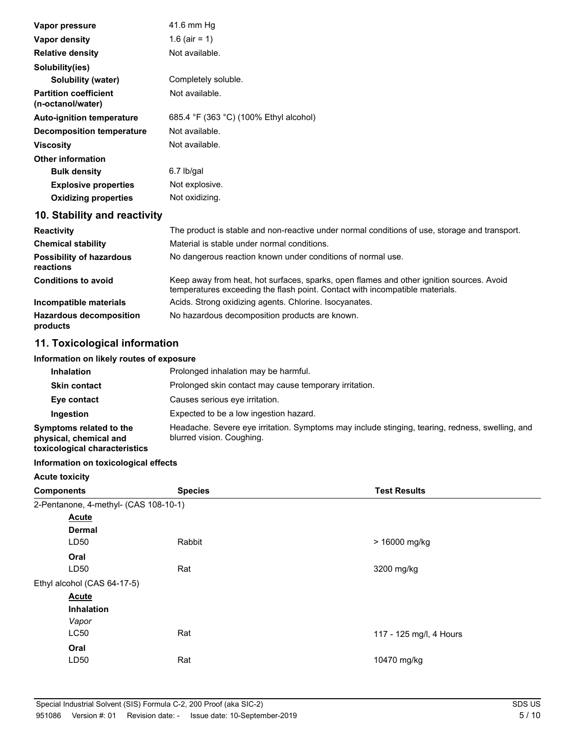| | |
|---|---|
| **Vapor pressure** | 41.6 mm Hg |
| **Vapor density** | 1.6 (air = 1) |
| **Relative density** | Not available. |
| **Solubility(ies)** | |
| **Solubility (water)** | Completely soluble. |
| **Partition coefficient (n-octanol/water)** | Not available. |
| **Auto-ignition temperature** | 685.4 °F (363 °C) (100% Ethyl alcohol) |
| **Decomposition temperature** | Not available. |
| **Viscosity** | Not available. |
| **Other information** | |
| **Bulk density** | 6.7 lb/gal |
| **Explosive properties** | Not explosive. |
| **Oxidizing properties** | Not oxidizing. |

## 10. Stability and reactivity

| | |
|---|---|
| **Reactivity** | The product is stable and non-reactive under normal conditions of use, storage and transport. |
| **Chemical stability** | Material is stable under normal conditions. |
| **Possibility of hazardous reactions** | No dangerous reaction known under conditions of normal use. |
| **Conditions to avoid** | Keep away from heat, hot surfaces, sparks, open flames and other ignition sources. Avoid temperatures exceeding the flash point. Contact with incompatible materials. |
| **Incompatible materials** | Acids. Strong oxidizing agents. Chlorine. Isocyanates. |
| **Hazardous decomposition products** | No hazardous decomposition products are known. |

## 11. Toxicological information

**Information on likely routes of exposure**

| | |
|---|---|
| **Inhalation** | Prolonged inhalation may be harmful. |
| **Skin contact** | Prolonged skin contact may cause temporary irritation. |
| **Eye contact** | Causes serious eye irritation. |
| **Ingestion** | Expected to be a low ingestion hazard. |
| **Symptoms related to the physical, chemical and toxicological characteristics** | Headache. Severe eye irritation. Symptoms may include stinging, tearing, redness, swelling, and blurred vision. Coughing. |

**Information on toxicological effects**

**Acute toxicity**

| Components | Species | Test Results |
|---|---|---|
| 2-Pentanone, 4-methyl- (CAS 108-10-1) | | |
| **Acute** | | |
| **Dermal** | | |
| LD50 | Rabbit | > 16000 mg/kg |
| **Oral** | | |
| LD50 | Rat | 3200 mg/kg |
| Ethyl alcohol (CAS 64-17-5) | | |
| **Acute** | | |
| **Inhalation** | | |
| *Vapor* | | |
| LC50 | Rat | 117 - 125 mg/l, 4 Hours |
| **Oral** | | |
| LD50 | Rat | 10470 mg/kg |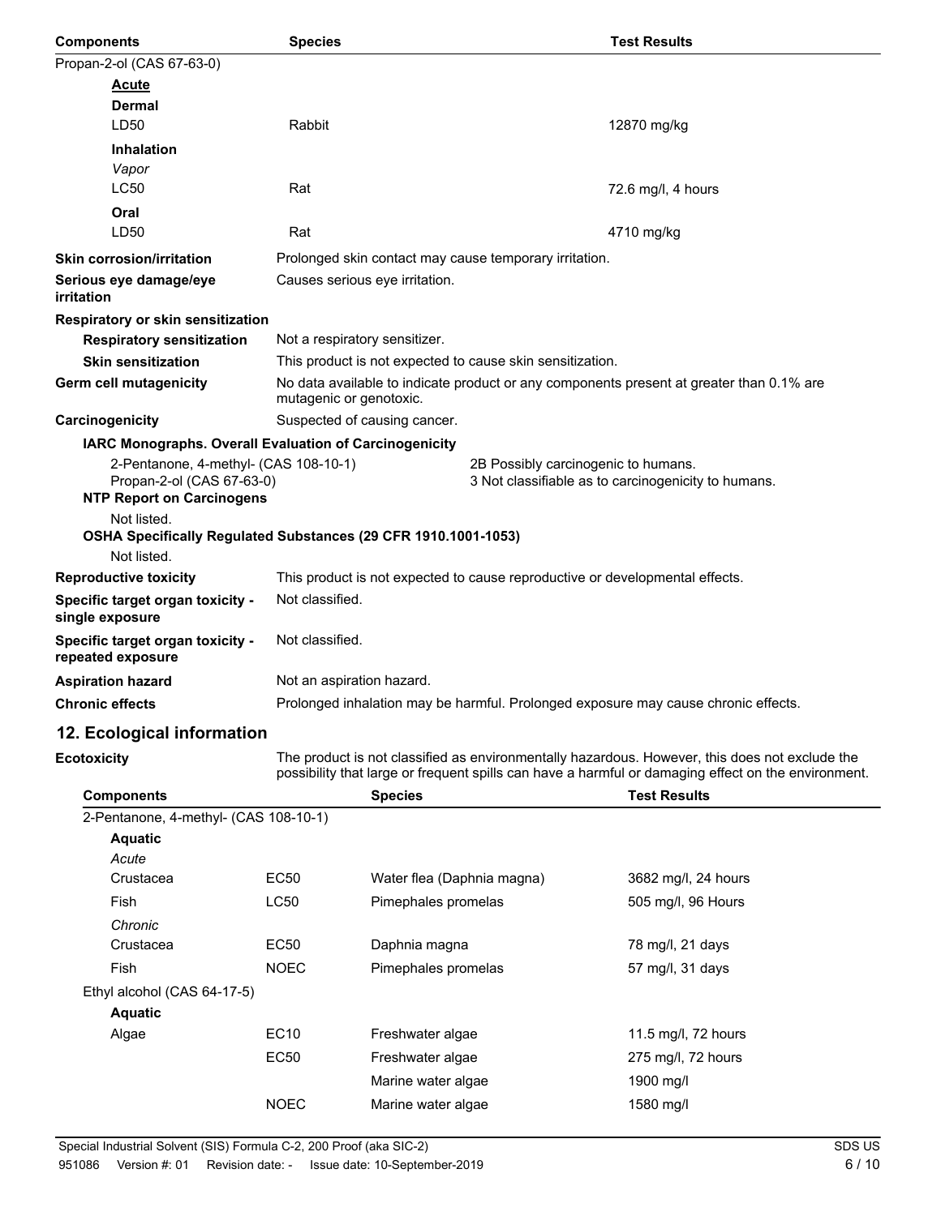| Components | Species | Test Results |
|---|---|---|
| Propan-2-ol (CAS 67-63-0) | | |
| **Acute** | | |
| **Dermal** | | |
| LD50 | Rabbit | 12870 mg/kg |
| **Inhalation** | | |
| *Vapor* | | |
| LC50 | Rat | 72.6 mg/l, 4 hours |
| **Oral** | | |
| LD50 | Rat | 4710 mg/kg |

**Skin corrosion/irritation** Prolonged skin contact may cause temporary irritation.

**Serious eye damage/eye irritation** Causes serious eye irritation.

**Respiratory or skin sensitization**

**Respiratory sensitization** Not a respiratory sensitizer.

**Skin sensitization** This product is not expected to cause skin sensitization.

**Germ cell mutagenicity** No data available to indicate product or any components present at greater than 0.1% are mutagenic or genotoxic.

**Carcinogenicity** Suspected of causing cancer.

**IARC Monographs. Overall Evaluation of Carcinogenicity**

| | |
|---|---|
| 2-Pentanone, 4-methyl- (CAS 108-10-1) | 2B Possibly carcinogenic to humans. |
| Propan-2-ol (CAS 67-63-0) | 3 Not classifiable as to carcinogenicity to humans. |

**NTP Report on Carcinogens**

Not listed.

**OSHA Specifically Regulated Substances (29 CFR 1910.1001-1053)**

Not listed.

**Reproductive toxicity** This product is not expected to cause reproductive or developmental effects.

**Specific target organ toxicity - single exposure** Not classified.

**Specific target organ toxicity - repeated exposure** Not classified.

**Aspiration hazard** Not an aspiration hazard.

**Chronic effects** Prolonged inhalation may be harmful. Prolonged exposure may cause chronic effects.

## 12. Ecological information

**Ecotoxicity** The product is not classified as environmentally hazardous. However, this does not exclude the possibility that large or frequent spills can have a harmful or damaging effect on the environment.

| Components | | Species | Test Results |
|---|---|---|---|
| 2-Pentanone, 4-methyl- (CAS 108-10-1) | | | |
| **Aquatic** | | | |
| *Acute* | | | |
| Crustacea | EC50 | Water flea (Daphnia magna) | 3682 mg/l, 24 hours |
| Fish | LC50 | Pimephales promelas | 505 mg/l, 96 Hours |
| *Chronic* | | | |
| Crustacea | EC50 | Daphnia magna | 78 mg/l, 21 days |
| Fish | NOEC | Pimephales promelas | 57 mg/l, 31 days |
| Ethyl alcohol (CAS 64-17-5) | | | |
| **Aquatic** | | | |
| Algae | EC10 | Freshwater algae | 11.5 mg/l, 72 hours |
| | EC50 | Freshwater algae | 275 mg/l, 72 hours |
| | | Marine water algae | 1900 mg/l |
| | NOEC | Marine water algae | 1580 mg/l |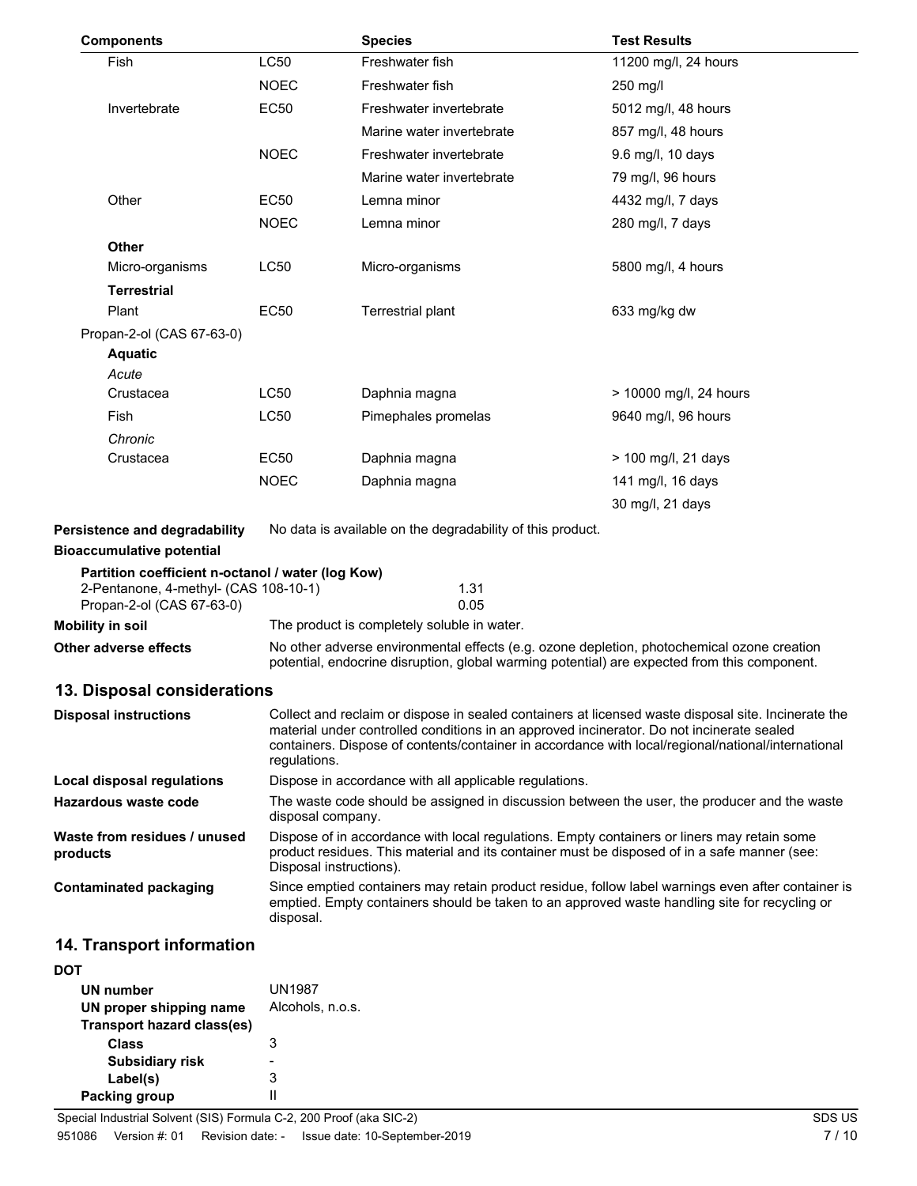| Components | | Species | Test Results |
|---|---|---|---|
| Fish | LC50 | Freshwater fish | 11200 mg/l, 24 hours |
| | NOEC | Freshwater fish | 250 mg/l |
| Invertebrate | EC50 | Freshwater invertebrate | 5012 mg/l, 48 hours |
| | | Marine water invertebrate | 857 mg/l, 48 hours |
| | NOEC | Freshwater invertebrate | 9.6 mg/l, 10 days |
| | | Marine water invertebrate | 79 mg/l, 96 hours |
| Other | EC50 | Lemna minor | 4432 mg/l, 7 days |
| | NOEC | Lemna minor | 280 mg/l, 7 days |
| **Other** | | | |
| Micro-organisms | LC50 | Micro-organisms | 5800 mg/l, 4 hours |
| **Terrestrial** | | | |
| Plant | EC50 | Terrestrial plant | 633 mg/kg dw |
| Propan-2-ol (CAS 67-63-0) | | | |
| **Aquatic** | | | |
| *Acute* | | | |
| Crustacea | LC50 | Daphnia magna | > 10000 mg/l, 24 hours |
| Fish | LC50 | Pimephales promelas | 9640 mg/l, 96 hours |
| *Chronic* | | | |
| Crustacea | EC50 | Daphnia magna | > 100 mg/l, 21 days |
| | NOEC | Daphnia magna | 141 mg/l, 16 days |
| | | | 30 mg/l, 21 days |

**Persistence and degradability** No data is available on the degradability of this product.

**Bioaccumulative potential**

**Partition coefficient n-octanol / water (log Kow)**

| | |
|---|---|
| 2-Pentanone, 4-methyl- (CAS 108-10-1) | 1.31 |
| Propan-2-ol (CAS 67-63-0) | 0.05 |

**Mobility in soil** The product is completely soluble in water.

**Other adverse effects** No other adverse environmental effects (e.g. ozone depletion, photochemical ozone creation potential, endocrine disruption, global warming potential) are expected from this component.

## 13. Disposal considerations

**Disposal instructions** Collect and reclaim or dispose in sealed containers at licensed waste disposal site. Incinerate the material under controlled conditions in an approved incinerator. Do not incinerate sealed containers. Dispose of contents/container in accordance with local/regional/national/international regulations.

**Local disposal regulations** Dispose in accordance with all applicable regulations.

**Hazardous waste code** The waste code should be assigned in discussion between the user, the producer and the waste disposal company.

**Waste from residues / unused products** Dispose of in accordance with local regulations. Empty containers or liners may retain some product residues. This material and its container must be disposed of in a safe manner (see: Disposal instructions).

**Contaminated packaging** Since emptied containers may retain product residue, follow label warnings even after container is emptied. Empty containers should be taken to an approved waste handling site for recycling or disposal.

## 14. Transport information

**DOT**

**UN number** UN1987

**UN proper shipping name** Alcohols, n.o.s.

**Transport hazard class(es)**

**Class** 3

**Subsidiary risk** -

**Label(s)** 3

**Packing group** II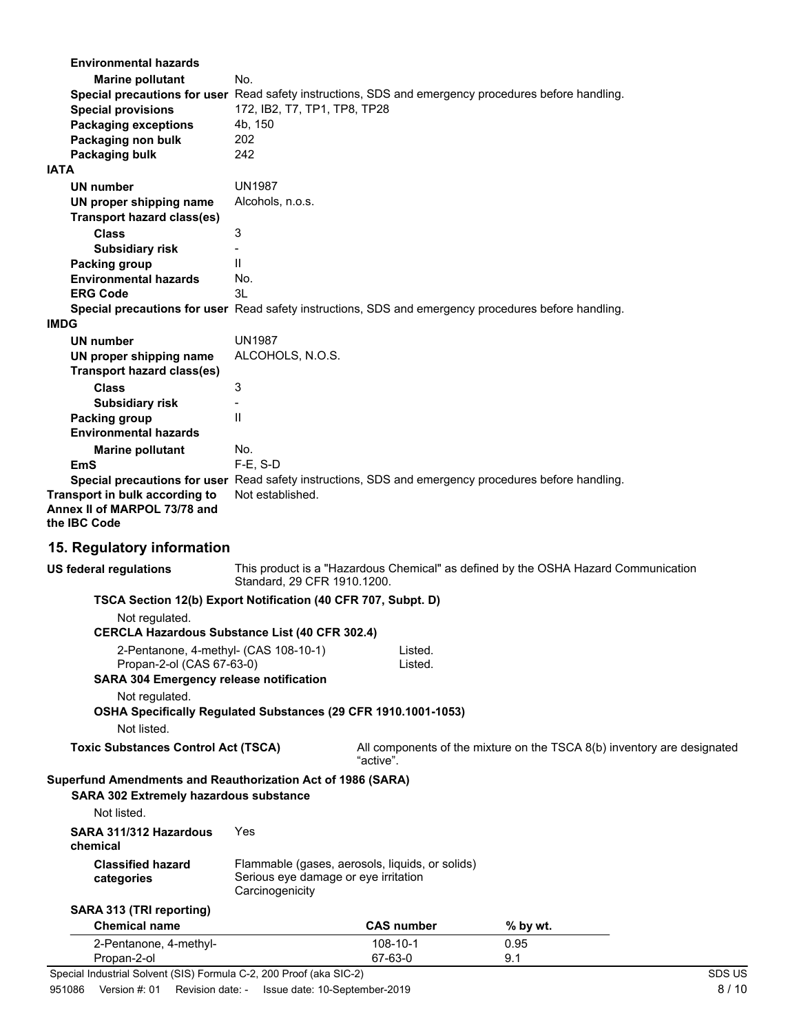**Environmental hazards**

**Marine pollutant** No.

**Special precautions for user** Read safety instructions, SDS and emergency procedures before handling.

**Special provisions** 172, IB2, T7, TP1, TP8, TP28

**Packaging exceptions** 4b, 150

**Packaging non bulk** 202

**Packaging bulk** 242

**IATA**

**UN number** UN1987

**UN proper shipping name** Alcohols, n.o.s.

**Transport hazard class(es)**

**Class** 3

**Subsidiary risk** -

**Packing group** II

**Environmental hazards** No.

**ERG Code** 3L

**Special precautions for user** Read safety instructions, SDS and emergency procedures before handling.

**IMDG**

**UN number** UN1987

**UN proper shipping name** ALCOHOLS, N.O.S.

**Transport hazard class(es)**

**Class** 3

**Subsidiary risk** -

**Packing group** II

**Environmental hazards**

**Marine pollutant** No.

**EmS** F-E, S-D

**Special precautions for user** Read safety instructions, SDS and emergency procedures before handling.

**Transport in bulk according to Annex II of MARPOL 73/78 and the IBC Code** Not established.

## 15. Regulatory information

**US federal regulations** This product is a "Hazardous Chemical" as defined by the OSHA Hazard Communication Standard, 29 CFR 1910.1200.

**TSCA Section 12(b) Export Notification (40 CFR 707, Subpt. D)**

Not regulated.

**CERCLA Hazardous Substance List (40 CFR 302.4)**

2-Pentanone, 4-methyl- (CAS 108-10-1) Listed.

Propan-2-ol (CAS 67-63-0) Listed.

**SARA 304 Emergency release notification**

Not regulated.

**OSHA Specifically Regulated Substances (29 CFR 1910.1001-1053)**

Not listed.

**Toxic Substances Control Act (TSCA)** All components of the mixture on the TSCA 8(b) inventory are designated "active".

**Superfund Amendments and Reauthorization Act of 1986 (SARA)**

**SARA 302 Extremely hazardous substance**

Not listed.

**SARA 311/312 Hazardous chemical** Yes

**Classified hazard categories** Flammable (gases, aerosols, liquids, or solids)
Serious eye damage or eye irritation
Carcinogenicity

**SARA 313 (TRI reporting)**

| Chemical name | CAS number | % by wt. |
|---|---|---|
| 2-Pentanone, 4-methyl- | 108-10-1 | 0.95 |
| Propan-2-ol | 67-63-0 | 9.1 |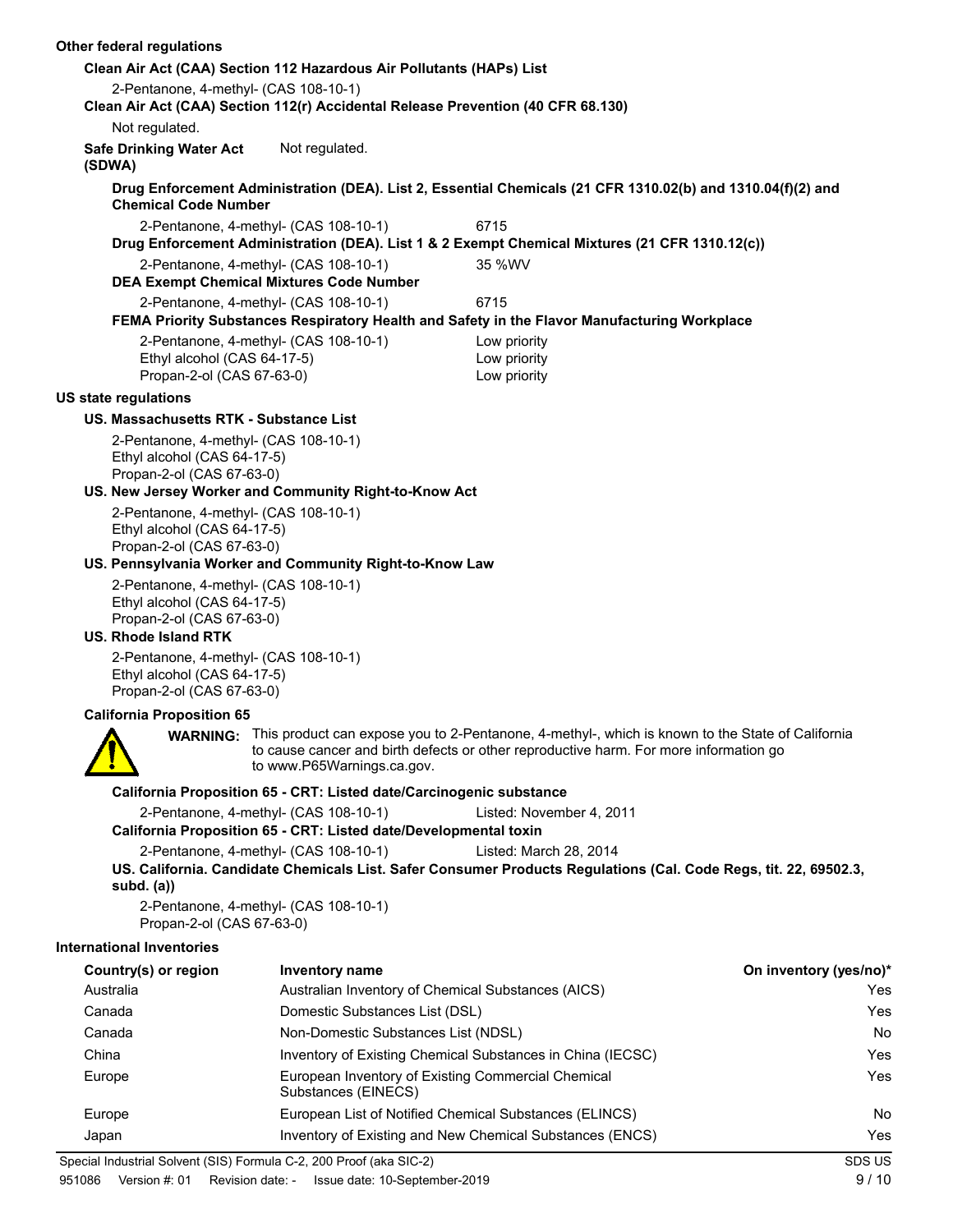**Other federal regulations**

**Clean Air Act (CAA) Section 112 Hazardous Air Pollutants (HAPs) List**

2-Pentanone, 4-methyl- (CAS 108-10-1)

**Clean Air Act (CAA) Section 112(r) Accidental Release Prevention (40 CFR 68.130)**

Not regulated.

**Safe Drinking Water Act (SDWA)** Not regulated.

**Drug Enforcement Administration (DEA). List 2, Essential Chemicals (21 CFR 1310.02(b) and 1310.04(f)(2) and Chemical Code Number**

2-Pentanone, 4-methyl- (CAS 108-10-1) 6715

**Drug Enforcement Administration (DEA). List 1 & 2 Exempt Chemical Mixtures (21 CFR 1310.12(c))**

2-Pentanone, 4-methyl- (CAS 108-10-1) 35 %WV

**DEA Exempt Chemical Mixtures Code Number**

2-Pentanone, 4-methyl- (CAS 108-10-1) 6715

**FEMA Priority Substances Respiratory Health and Safety in the Flavor Manufacturing Workplace**

2-Pentanone, 4-methyl- (CAS 108-10-1) Low priority
Ethyl alcohol (CAS 64-17-5) Low priority
Propan-2-ol (CAS 67-63-0) Low priority

**US state regulations**

**US. Massachusetts RTK - Substance List**

2-Pentanone, 4-methyl- (CAS 108-10-1)
Ethyl alcohol (CAS 64-17-5)
Propan-2-ol (CAS 67-63-0)

**US. New Jersey Worker and Community Right-to-Know Act**

2-Pentanone, 4-methyl- (CAS 108-10-1)
Ethyl alcohol (CAS 64-17-5)
Propan-2-ol (CAS 67-63-0)

**US. Pennsylvania Worker and Community Right-to-Know Law**

2-Pentanone, 4-methyl- (CAS 108-10-1)
Ethyl alcohol (CAS 64-17-5)
Propan-2-ol (CAS 67-63-0)

**US. Rhode Island RTK**

2-Pentanone, 4-methyl- (CAS 108-10-1)
Ethyl alcohol (CAS 64-17-5)
Propan-2-ol (CAS 67-63-0)

**California Proposition 65**

**WARNING:** This product can expose you to 2-Pentanone, 4-methyl-, which is known to the State of California to cause cancer and birth defects or other reproductive harm. For more information go to www.P65Warnings.ca.gov.

**California Proposition 65 - CRT: Listed date/Carcinogenic substance**

2-Pentanone, 4-methyl- (CAS 108-10-1) Listed: November 4, 2011

**California Proposition 65 - CRT: Listed date/Developmental toxin**

2-Pentanone, 4-methyl- (CAS 108-10-1) Listed: March 28, 2014

**US. California. Candidate Chemicals List. Safer Consumer Products Regulations (Cal. Code Regs, tit. 22, 69502.3, subd. (a))**

2-Pentanone, 4-methyl- (CAS 108-10-1)
Propan-2-ol (CAS 67-63-0)

**International Inventories**

| Country(s) or region | Inventory name | On inventory (yes/no)* |
|---|---|---|
| Australia | Australian Inventory of Chemical Substances (AICS) | Yes |
| Canada | Domestic Substances List (DSL) | Yes |
| Canada | Non-Domestic Substances List (NDSL) | No |
| China | Inventory of Existing Chemical Substances in China (IECSC) | Yes |
| Europe | European Inventory of Existing Commercial Chemical Substances (EINECS) | Yes |
| Europe | European List of Notified Chemical Substances (ELINCS) | No |
| Japan | Inventory of Existing and New Chemical Substances (ENCS) | Yes |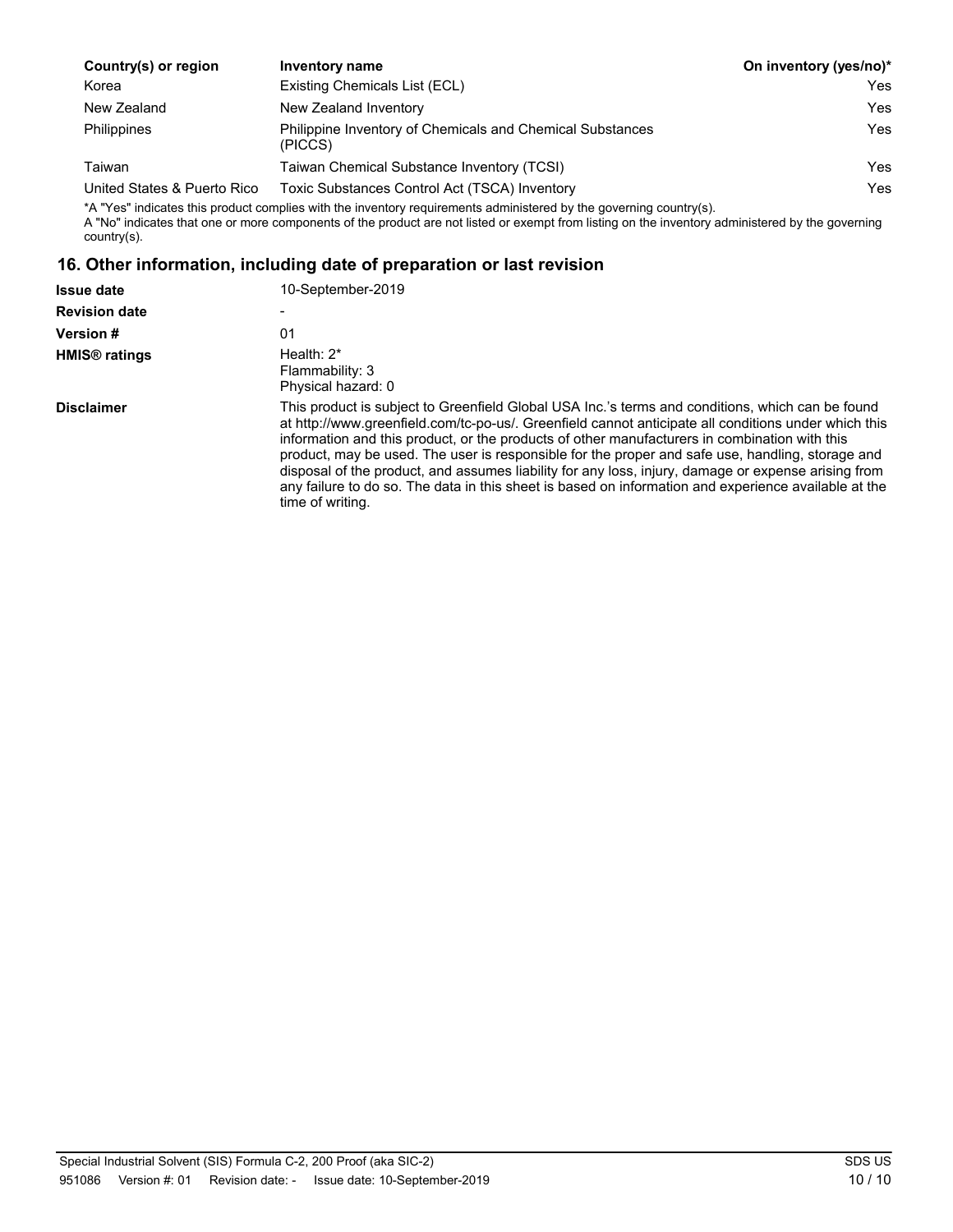| Country(s) or region | Inventory name | On inventory (yes/no)* |
|---|---|---|
| Korea | Existing Chemicals List (ECL) | Yes |
| New Zealand | New Zealand Inventory | Yes |
| Philippines | Philippine Inventory of Chemicals and Chemical Substances (PICCS) | Yes |
| Taiwan | Taiwan Chemical Substance Inventory (TCSI) | Yes |
| United States & Puerto Rico | Toxic Substances Control Act (TSCA) Inventory | Yes |

*A "Yes" indicates this product complies with the inventory requirements administered by the governing country(s).
A "No" indicates that one or more components of the product are not listed or exempt from listing on the inventory administered by the governing country(s).

## 16. Other information, including date of preparation or last revision

**Issue date** 10-September-2019

**Revision date** -

**Version #** 01

**HMIS® ratings**
Health: 2*
Flammability: 3
Physical hazard: 0

**Disclaimer** This product is subject to Greenfield Global USA Inc.'s terms and conditions, which can be found at http://www.greenfield.com/tc-po-us/. Greenfield cannot anticipate all conditions under which this information and this product, or the products of other manufacturers in combination with this product, may be used. The user is responsible for the proper and safe use, handling, storage and disposal of the product, and assumes liability for any loss, injury, damage or expense arising from any failure to do so. The data in this sheet is based on information and experience available at the time of writing.